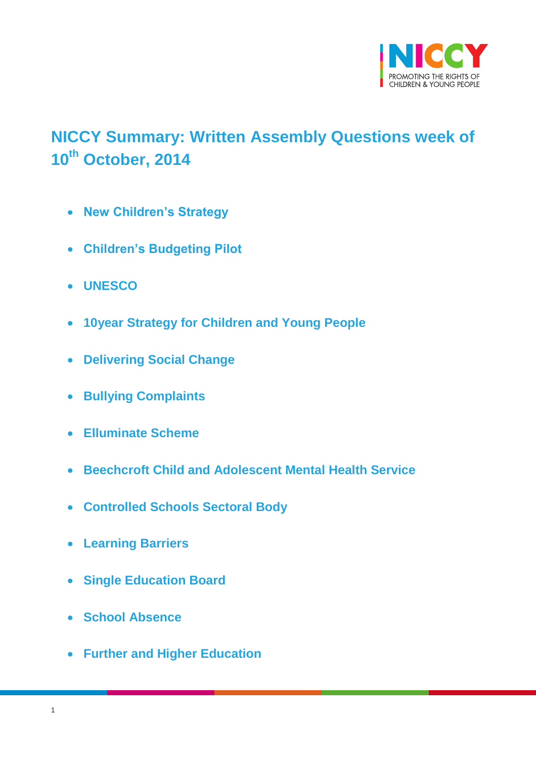# NICCY Summary: Written Assembly Questions week of 10th October, 2014

- New Children's Strategy
- Children's Budgeting Pilot
- UNESCO
- 10year Strategy for Children and Young People
- Delivering Social Change
- Bullying Complaints
- Elluminate Scheme
- Beechcroft Child and Adolescent Mental Health Service
- Controlled Schools Sectoral Body
- Learning Barriers
- Single Education Board
- School Absence
- Further and Higher Education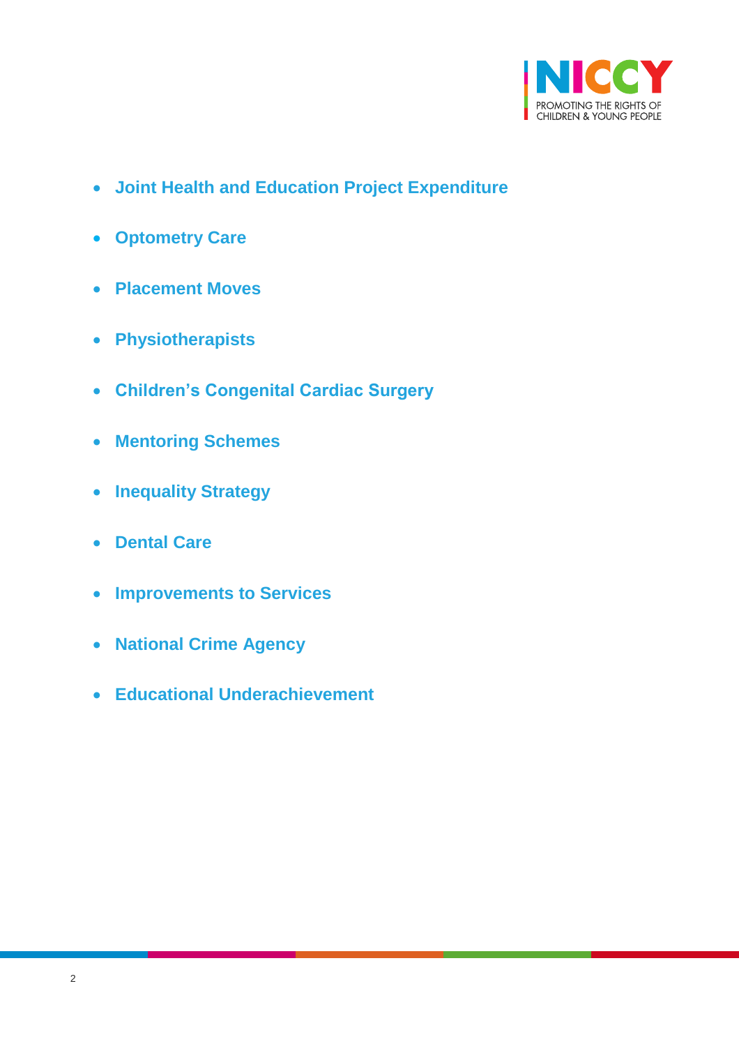- **Joint Health and Education Project Expenditure**
- **Optometry Care**
- **Placement Moves**
- **Physiotherapists**
- **Children's Congenital Cardiac Surgery**
- **Mentoring Schemes**
- **Inequality Strategy**
- **Dental Care**
- **Improvements to Services**
- **National Crime Agency**
- **Educational Underachievement**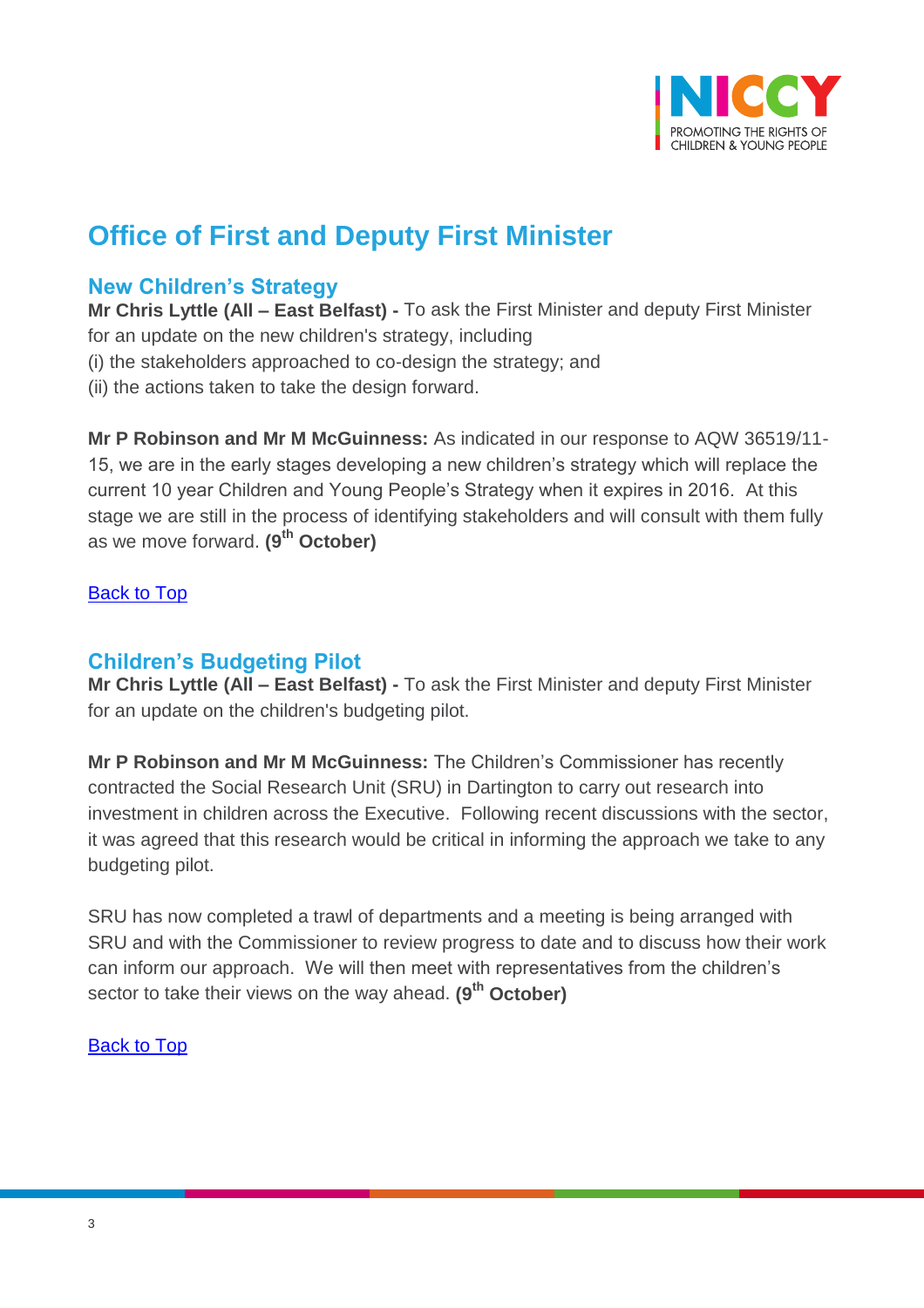# Office of First and Deputy First Minister

## New Children's Strategy

**Mr Chris Lyttle (All – East Belfast) -** To ask the First Minister and deputy First Minister for an update on the new children's strategy, including
(i) the stakeholders approached to co-design the strategy; and
(ii) the actions taken to take the design forward.

**Mr P Robinson and Mr M McGuinness:** As indicated in our response to AQW 36519/11-15, we are in the early stages developing a new children's strategy which will replace the current 10 year Children and Young People's Strategy when it expires in 2016. At this stage we are still in the process of identifying stakeholders and will consult with them fully as we move forward. **(9th October)**

Back to Top

## Children's Budgeting Pilot

**Mr Chris Lyttle (All – East Belfast) -** To ask the First Minister and deputy First Minister for an update on the children's budgeting pilot.

**Mr P Robinson and Mr M McGuinness:** The Children's Commissioner has recently contracted the Social Research Unit (SRU) in Dartington to carry out research into investment in children across the Executive. Following recent discussions with the sector, it was agreed that this research would be critical in informing the approach we take to any budgeting pilot.

SRU has now completed a trawl of departments and a meeting is being arranged with SRU and with the Commissioner to review progress to date and to discuss how their work can inform our approach. We will then meet with representatives from the children's sector to take their views on the way ahead. **(9th October)**

Back to Top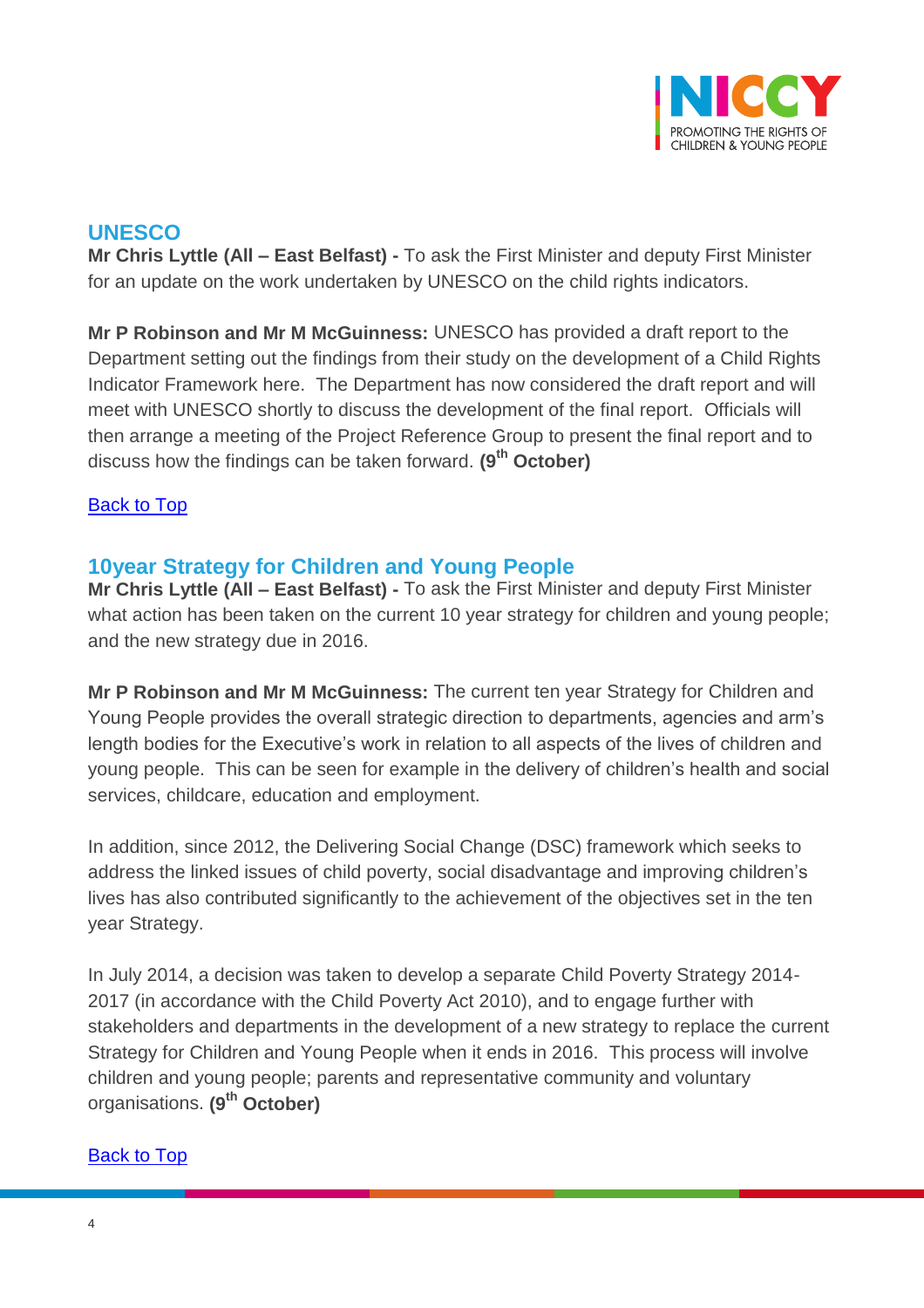## UNESCO

**Mr Chris Lyttle (All – East Belfast) -** To ask the First Minister and deputy First Minister for an update on the work undertaken by UNESCO on the child rights indicators.

**Mr P Robinson and Mr M McGuinness:** UNESCO has provided a draft report to the Department setting out the findings from their study on the development of a Child Rights Indicator Framework here. The Department has now considered the draft report and will meet with UNESCO shortly to discuss the development of the final report. Officials will then arrange a meeting of the Project Reference Group to present the final report and to discuss how the findings can be taken forward. **(9th October)**

Back to Top

## 10year Strategy for Children and Young People

**Mr Chris Lyttle (All – East Belfast) -** To ask the First Minister and deputy First Minister what action has been taken on the current 10 year strategy for children and young people; and the new strategy due in 2016.

**Mr P Robinson and Mr M McGuinness:** The current ten year Strategy for Children and Young People provides the overall strategic direction to departments, agencies and arm's length bodies for the Executive's work in relation to all aspects of the lives of children and young people. This can be seen for example in the delivery of children's health and social services, childcare, education and employment.

In addition, since 2012, the Delivering Social Change (DSC) framework which seeks to address the linked issues of child poverty, social disadvantage and improving children's lives has also contributed significantly to the achievement of the objectives set in the ten year Strategy.

In July 2014, a decision was taken to develop a separate Child Poverty Strategy 2014-2017 (in accordance with the Child Poverty Act 2010), and to engage further with stakeholders and departments in the development of a new strategy to replace the current Strategy for Children and Young People when it ends in 2016. This process will involve children and young people; parents and representative community and voluntary organisations. **(9th October)**

Back to Top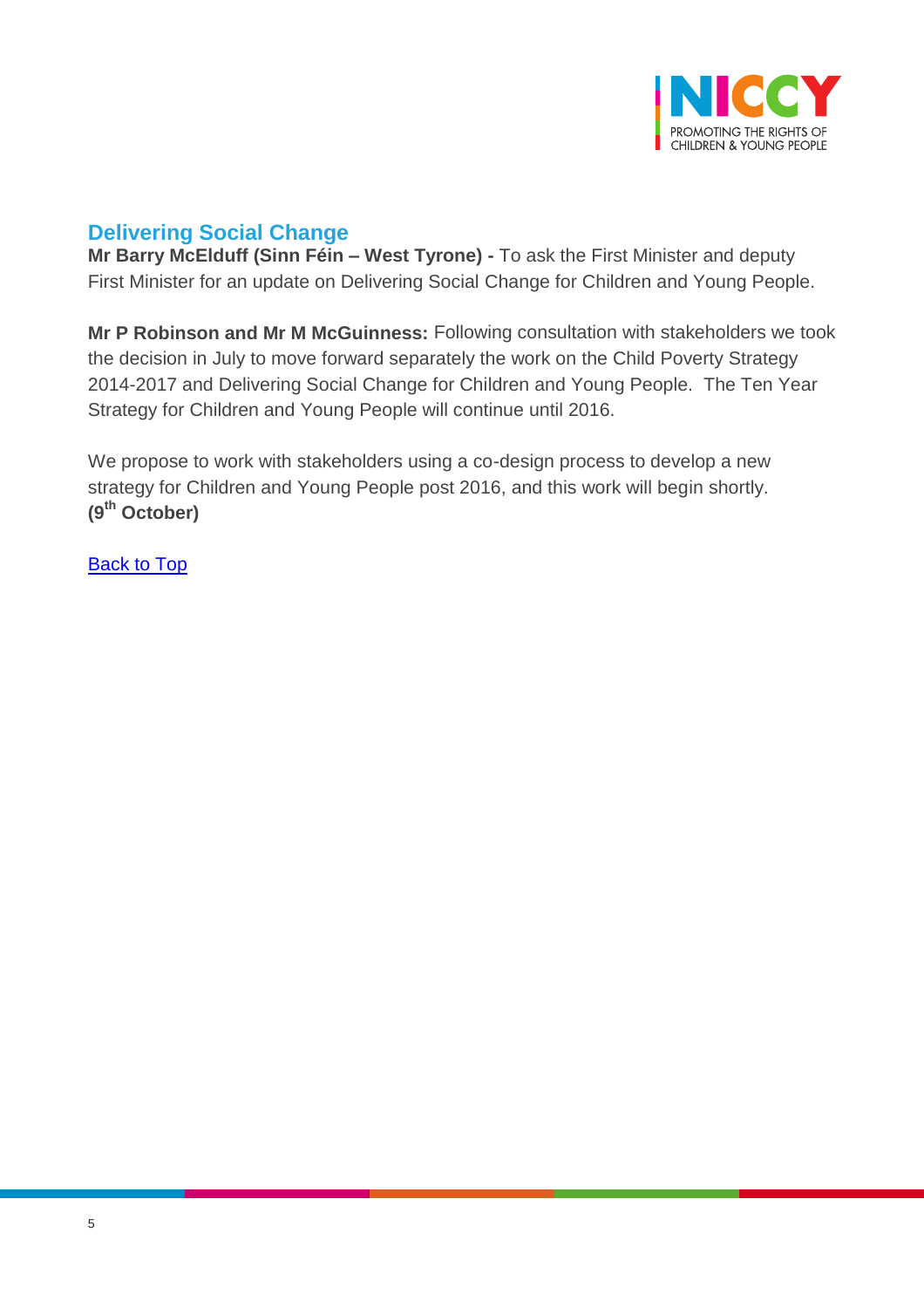## Delivering Social Change

**Mr Barry McElduff (Sinn Féin – West Tyrone) -** To ask the First Minister and deputy First Minister for an update on Delivering Social Change for Children and Young People.

**Mr P Robinson and Mr M McGuinness:** Following consultation with stakeholders we took the decision in July to move forward separately the work on the Child Poverty Strategy 2014-2017 and Delivering Social Change for Children and Young People. The Ten Year Strategy for Children and Young People will continue until 2016.

We propose to work with stakeholders using a co-design process to develop a new strategy for Children and Young People post 2016, and this work will begin shortly. **(9th October)**

Back to Top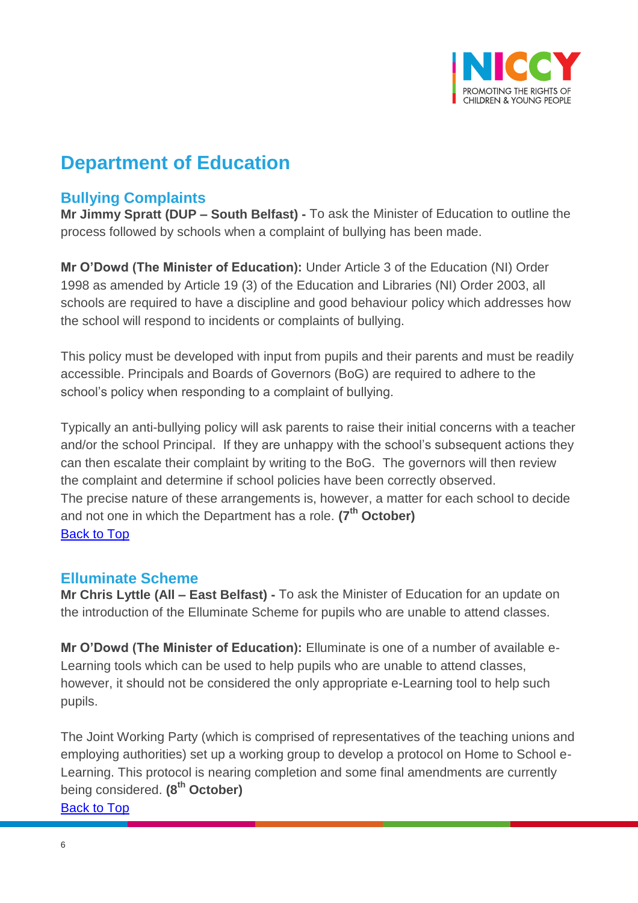# Department of Education

## Bullying Complaints

**Mr Jimmy Spratt (DUP – South Belfast) -** To ask the Minister of Education to outline the process followed by schools when a complaint of bullying has been made.

**Mr O'Dowd (The Minister of Education):** Under Article 3 of the Education (NI) Order 1998 as amended by Article 19 (3) of the Education and Libraries (NI) Order 2003, all schools are required to have a discipline and good behaviour policy which addresses how the school will respond to incidents or complaints of bullying.

This policy must be developed with input from pupils and their parents and must be readily accessible. Principals and Boards of Governors (BoG) are required to adhere to the school's policy when responding to a complaint of bullying.

Typically an anti-bullying policy will ask parents to raise their initial concerns with a teacher and/or the school Principal. If they are unhappy with the school's subsequent actions they can then escalate their complaint by writing to the BoG. The governors will then review the complaint and determine if school policies have been correctly observed.
The precise nature of these arrangements is, however, a matter for each school to decide and not one in which the Department has a role. **(7th October)**

Back to Top

## Elluminate Scheme

**Mr Chris Lyttle (All – East Belfast) -** To ask the Minister of Education for an update on the introduction of the Elluminate Scheme for pupils who are unable to attend classes.

**Mr O'Dowd (The Minister of Education):** Elluminate is one of a number of available e-Learning tools which can be used to help pupils who are unable to attend classes, however, it should not be considered the only appropriate e-Learning tool to help such pupils.

The Joint Working Party (which is comprised of representatives of the teaching unions and employing authorities) set up a working group to develop a protocol on Home to School e-Learning. This protocol is nearing completion and some final amendments are currently being considered. **(8th October)**

Back to Top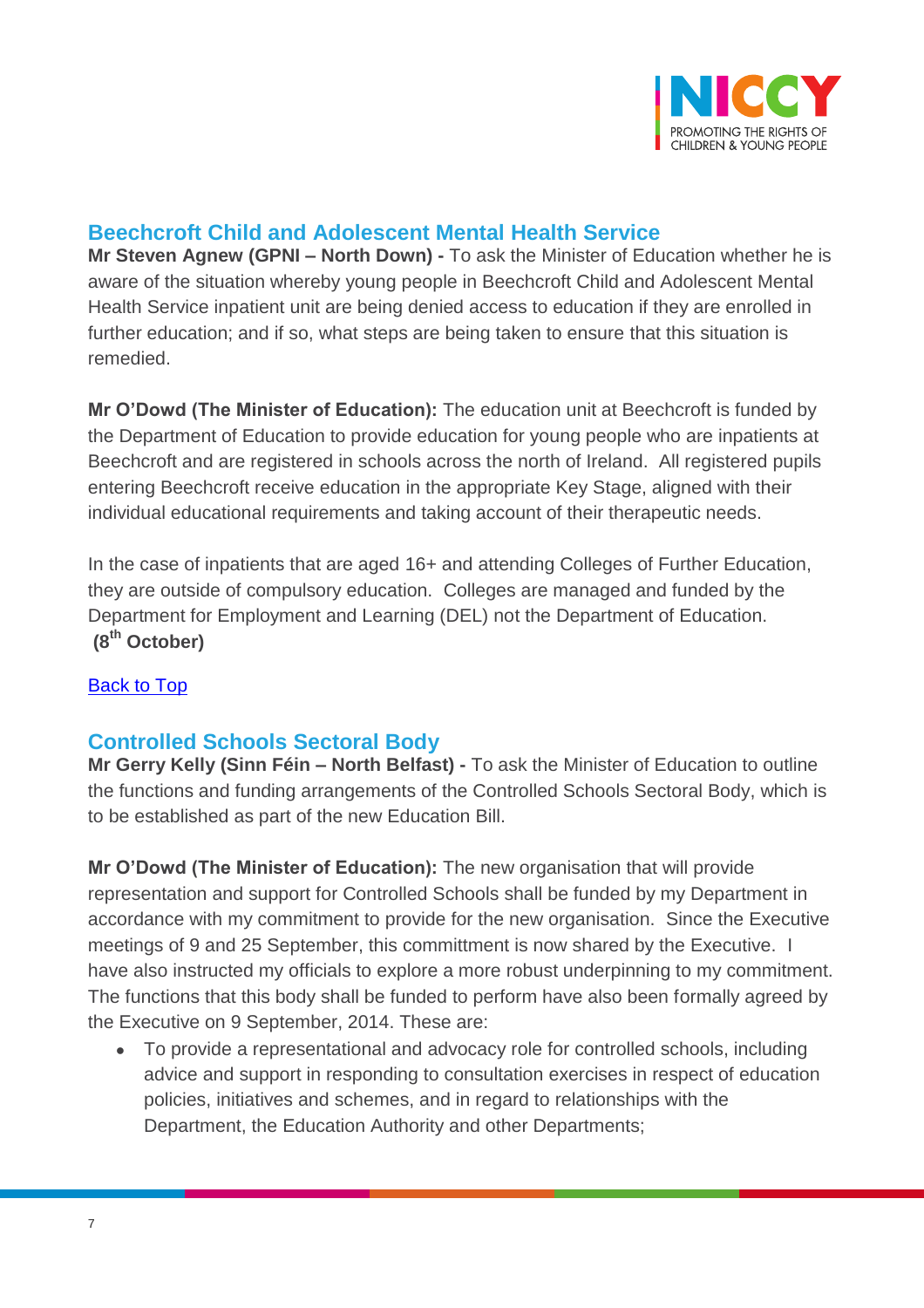## Beechcroft Child and Adolescent Mental Health Service

**Mr Steven Agnew (GPNI – North Down) -** To ask the Minister of Education whether he is aware of the situation whereby young people in Beechcroft Child and Adolescent Mental Health Service inpatient unit are being denied access to education if they are enrolled in further education; and if so, what steps are being taken to ensure that this situation is remedied.

**Mr O'Dowd (The Minister of Education):** The education unit at Beechcroft is funded by the Department of Education to provide education for young people who are inpatients at Beechcroft and are registered in schools across the north of Ireland. All registered pupils entering Beechcroft receive education in the appropriate Key Stage, aligned with their individual educational requirements and taking account of their therapeutic needs.

In the case of inpatients that are aged 16+ and attending Colleges of Further Education, they are outside of compulsory education. Colleges are managed and funded by the Department for Employment and Learning (DEL) not the Department of Education. **(8th October)**

Back to Top

## Controlled Schools Sectoral Body

**Mr Gerry Kelly (Sinn Féin – North Belfast) -** To ask the Minister of Education to outline the functions and funding arrangements of the Controlled Schools Sectoral Body, which is to be established as part of the new Education Bill.

**Mr O'Dowd (The Minister of Education):** The new organisation that will provide representation and support for Controlled Schools shall be funded by my Department in accordance with my commitment to provide for the new organisation. Since the Executive meetings of 9 and 25 September, this committment is now shared by the Executive. I have also instructed my officials to explore a more robust underpinning to my commitment. The functions that this body shall be funded to perform have also been formally agreed by the Executive on 9 September, 2014. These are:

- To provide a representational and advocacy role for controlled schools, including advice and support in responding to consultation exercises in respect of education policies, initiatives and schemes, and in regard to relationships with the Department, the Education Authority and other Departments;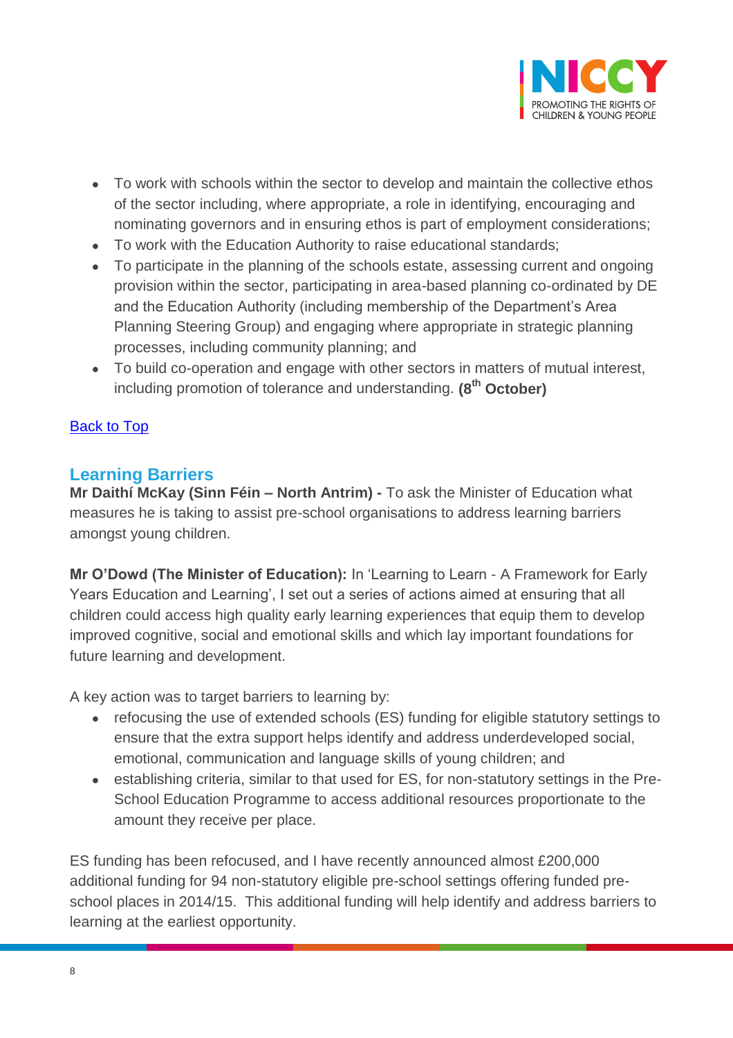- To work with schools within the sector to develop and maintain the collective ethos of the sector including, where appropriate, a role in identifying, encouraging and nominating governors and in ensuring ethos is part of employment considerations;
- To work with the Education Authority to raise educational standards;
- To participate in the planning of the schools estate, assessing current and ongoing provision within the sector, participating in area-based planning co-ordinated by DE and the Education Authority (including membership of the Department's Area Planning Steering Group) and engaging where appropriate in strategic planning processes, including community planning; and
- To build co-operation and engage with other sectors in matters of mutual interest, including promotion of tolerance and understanding. **(8th October)**

Back to Top

## Learning Barriers

**Mr Daithí McKay (Sinn Féin – North Antrim) -** To ask the Minister of Education what measures he is taking to assist pre-school organisations to address learning barriers amongst young children.

**Mr O'Dowd (The Minister of Education):** In 'Learning to Learn - A Framework for Early Years Education and Learning', I set out a series of actions aimed at ensuring that all children could access high quality early learning experiences that equip them to develop improved cognitive, social and emotional skills and which lay important foundations for future learning and development.

A key action was to target barriers to learning by:

- refocusing the use of extended schools (ES) funding for eligible statutory settings to ensure that the extra support helps identify and address underdeveloped social, emotional, communication and language skills of young children; and
- establishing criteria, similar to that used for ES, for non-statutory settings in the Pre-School Education Programme to access additional resources proportionate to the amount they receive per place.

ES funding has been refocused, and I have recently announced almost £200,000 additional funding for 94 non-statutory eligible pre-school settings offering funded pre-school places in 2014/15. This additional funding will help identify and address barriers to learning at the earliest opportunity.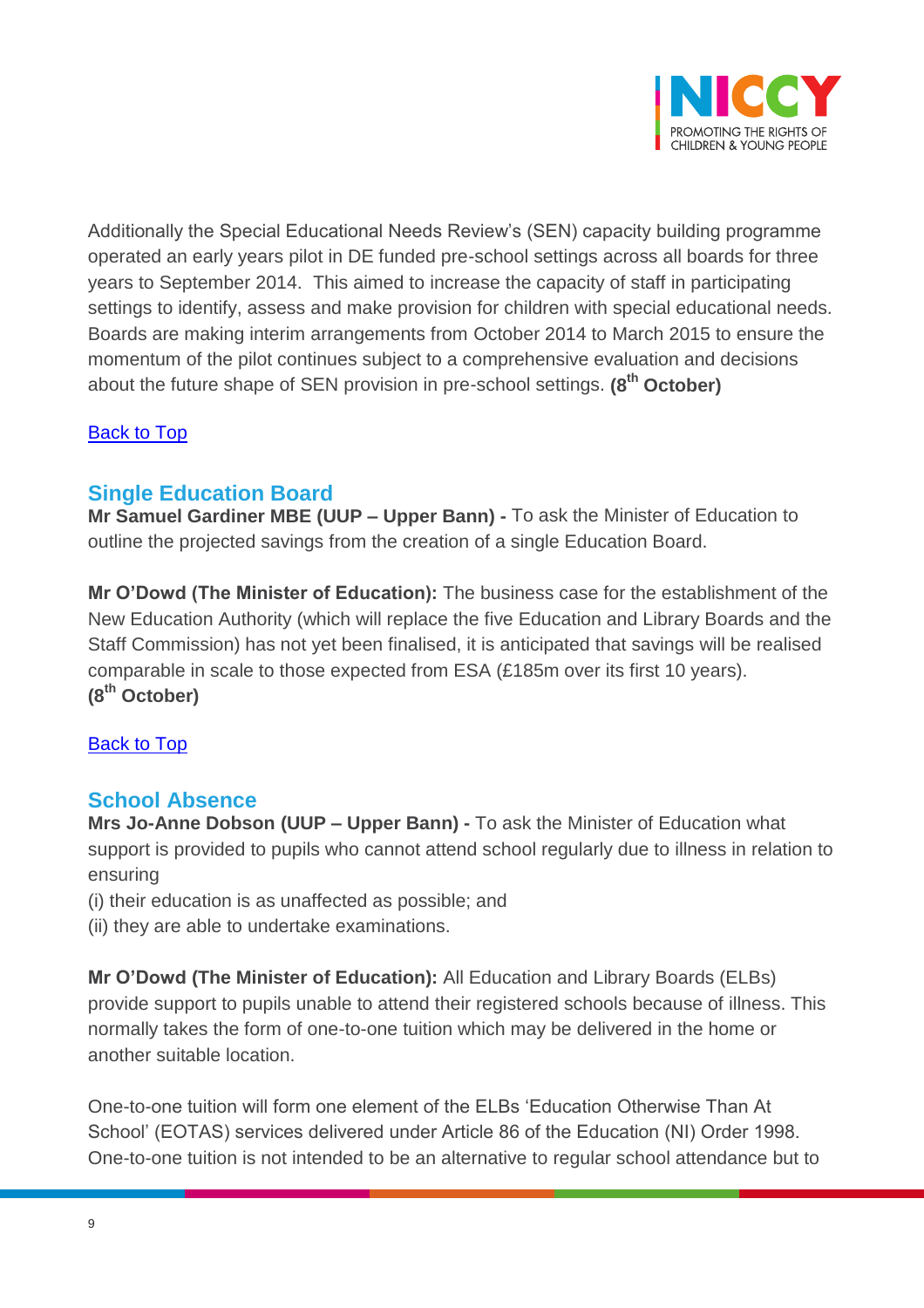Additionally the Special Educational Needs Review's (SEN) capacity building programme operated an early years pilot in DE funded pre-school settings across all boards for three years to September 2014. This aimed to increase the capacity of staff in participating settings to identify, assess and make provision for children with special educational needs. Boards are making interim arrangements from October 2014 to March 2015 to ensure the momentum of the pilot continues subject to a comprehensive evaluation and decisions about the future shape of SEN provision in pre-school settings. **(8th October)**

Back to Top

## Single Education Board

**Mr Samuel Gardiner MBE (UUP – Upper Bann) -** To ask the Minister of Education to outline the projected savings from the creation of a single Education Board.

**Mr O'Dowd (The Minister of Education):** The business case for the establishment of the New Education Authority (which will replace the five Education and Library Boards and the Staff Commission) has not yet been finalised, it is anticipated that savings will be realised comparable in scale to those expected from ESA (£185m over its first 10 years). **(8th October)**

Back to Top

## School Absence

**Mrs Jo-Anne Dobson (UUP – Upper Bann) -** To ask the Minister of Education what support is provided to pupils who cannot attend school regularly due to illness in relation to ensuring

(i) their education is as unaffected as possible; and
(ii) they are able to undertake examinations.

**Mr O'Dowd (The Minister of Education):** All Education and Library Boards (ELBs) provide support to pupils unable to attend their registered schools because of illness. This normally takes the form of one-to-one tuition which may be delivered in the home or another suitable location.

One-to-one tuition will form one element of the ELBs 'Education Otherwise Than At School' (EOTAS) services delivered under Article 86 of the Education (NI) Order 1998. One-to-one tuition is not intended to be an alternative to regular school attendance but to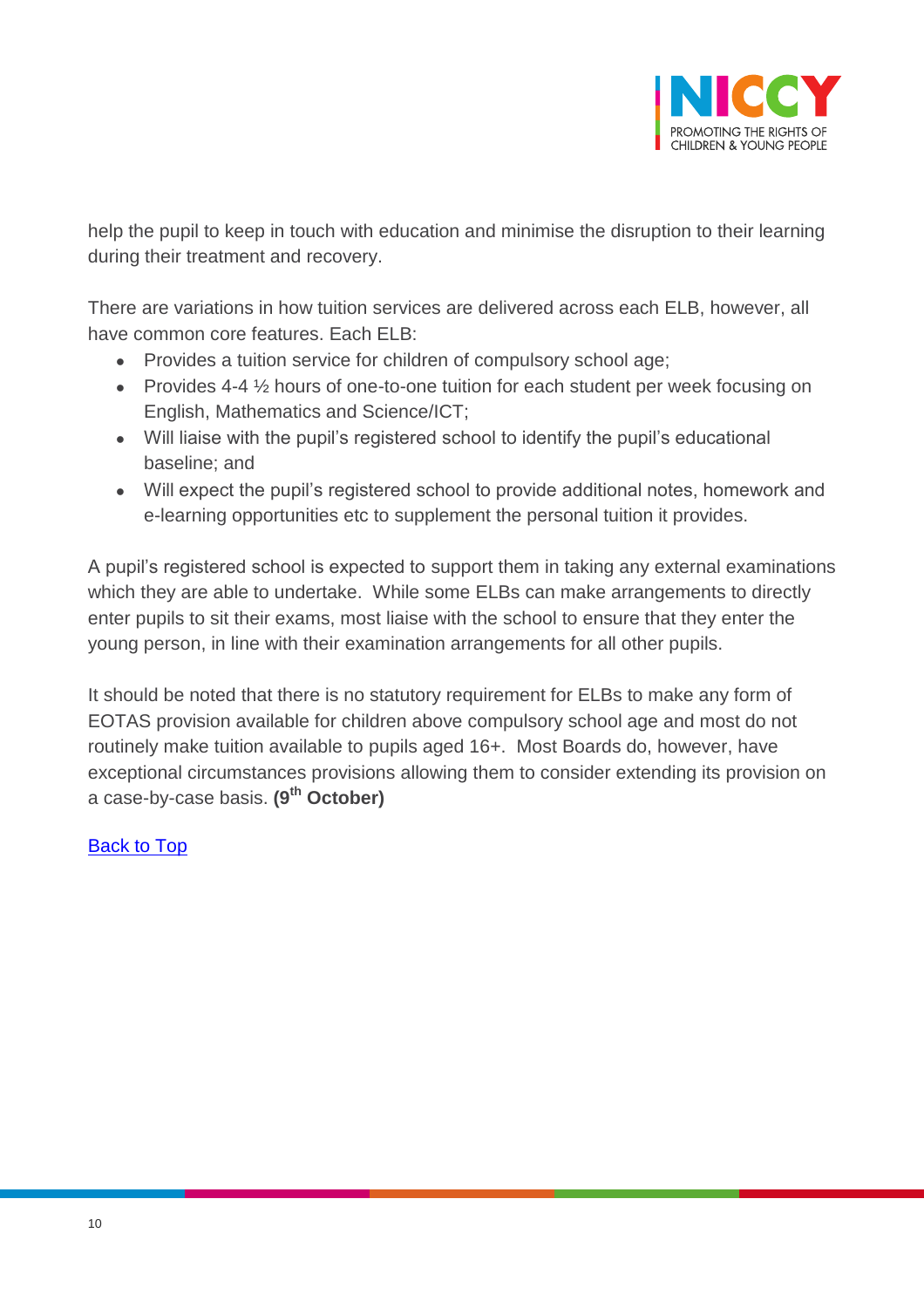help the pupil to keep in touch with education and minimise the disruption to their learning during their treatment and recovery.

There are variations in how tuition services are delivered across each ELB, however, all have common core features. Each ELB:

- Provides a tuition service for children of compulsory school age;
- Provides 4-4 ½ hours of one-to-one tuition for each student per week focusing on English, Mathematics and Science/ICT;
- Will liaise with the pupil's registered school to identify the pupil's educational baseline; and
- Will expect the pupil's registered school to provide additional notes, homework and e-learning opportunities etc to supplement the personal tuition it provides.

A pupil's registered school is expected to support them in taking any external examinations which they are able to undertake. While some ELBs can make arrangements to directly enter pupils to sit their exams, most liaise with the school to ensure that they enter the young person, in line with their examination arrangements for all other pupils.

It should be noted that there is no statutory requirement for ELBs to make any form of EOTAS provision available for children above compulsory school age and most do not routinely make tuition available to pupils aged 16+. Most Boards do, however, have exceptional circumstances provisions allowing them to consider extending its provision on a case-by-case basis. **(9th October)**

Back to Top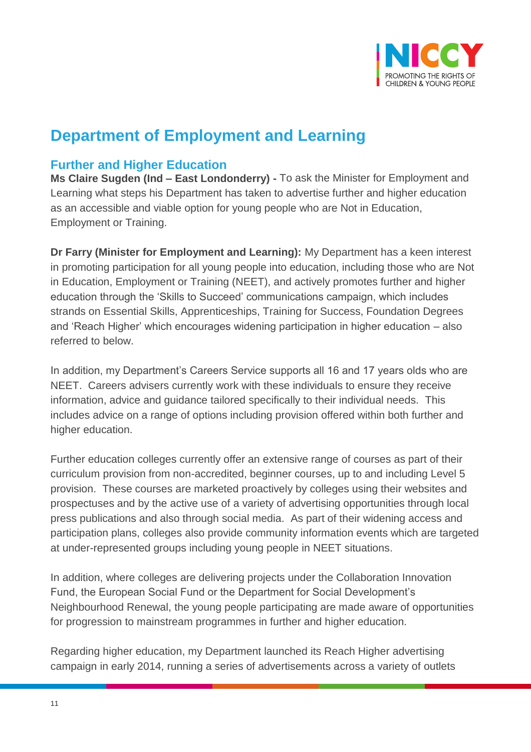# Department of Employment and Learning

## Further and Higher Education

**Ms Claire Sugden (Ind – East Londonderry) -** To ask the Minister for Employment and Learning what steps his Department has taken to advertise further and higher education as an accessible and viable option for young people who are Not in Education, Employment or Training.

**Dr Farry (Minister for Employment and Learning):** My Department has a keen interest in promoting participation for all young people into education, including those who are Not in Education, Employment or Training (NEET), and actively promotes further and higher education through the 'Skills to Succeed' communications campaign, which includes strands on Essential Skills, Apprenticeships, Training for Success, Foundation Degrees and 'Reach Higher' which encourages widening participation in higher education – also referred to below.

In addition, my Department's Careers Service supports all 16 and 17 years olds who are NEET. Careers advisers currently work with these individuals to ensure they receive information, advice and guidance tailored specifically to their individual needs. This includes advice on a range of options including provision offered within both further and higher education.

Further education colleges currently offer an extensive range of courses as part of their curriculum provision from non-accredited, beginner courses, up to and including Level 5 provision. These courses are marketed proactively by colleges using their websites and prospectuses and by the active use of a variety of advertising opportunities through local press publications and also through social media. As part of their widening access and participation plans, colleges also provide community information events which are targeted at under-represented groups including young people in NEET situations.

In addition, where colleges are delivering projects under the Collaboration Innovation Fund, the European Social Fund or the Department for Social Development's Neighbourhood Renewal, the young people participating are made aware of opportunities for progression to mainstream programmes in further and higher education.

Regarding higher education, my Department launched its Reach Higher advertising campaign in early 2014, running a series of advertisements across a variety of outlets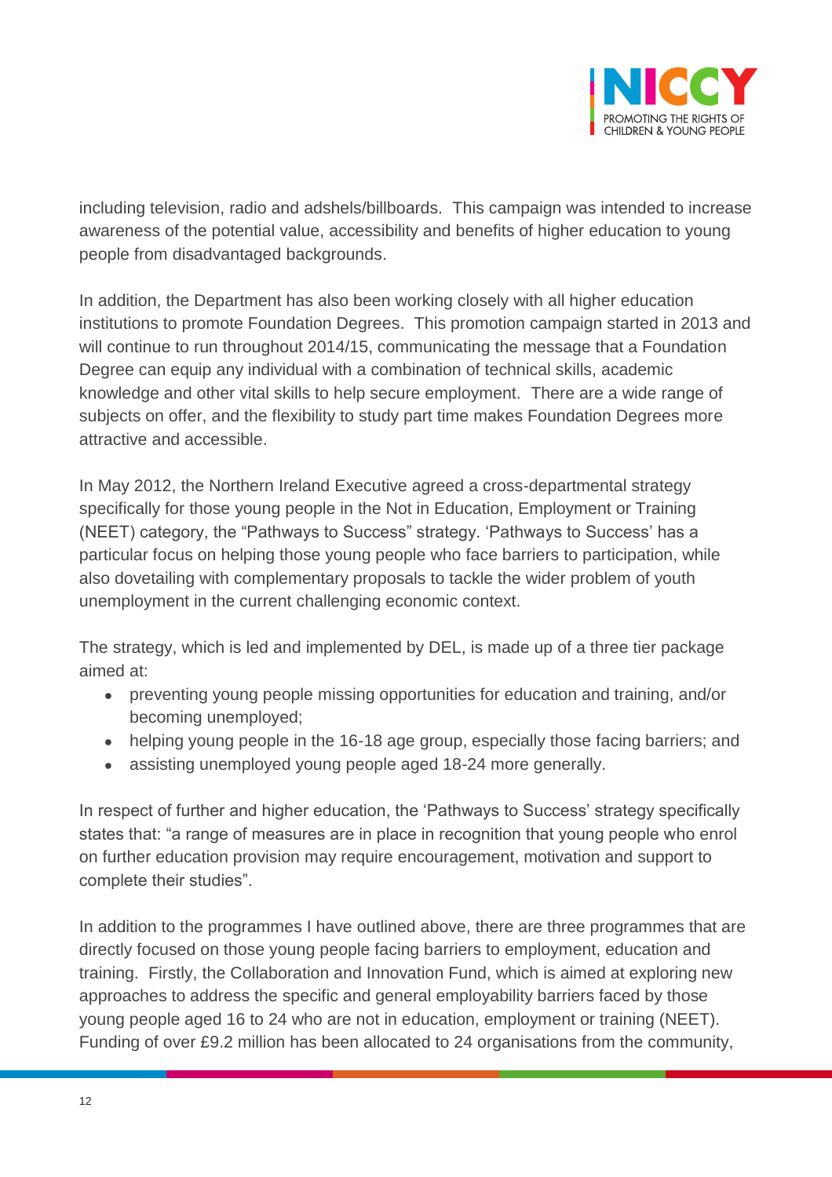including television, radio and adshels/billboards. This campaign was intended to increase awareness of the potential value, accessibility and benefits of higher education to young people from disadvantaged backgrounds.

In addition, the Department has also been working closely with all higher education institutions to promote Foundation Degrees. This promotion campaign started in 2013 and will continue to run throughout 2014/15, communicating the message that a Foundation Degree can equip any individual with a combination of technical skills, academic knowledge and other vital skills to help secure employment. There are a wide range of subjects on offer, and the flexibility to study part time makes Foundation Degrees more attractive and accessible.

In May 2012, the Northern Ireland Executive agreed a cross-departmental strategy specifically for those young people in the Not in Education, Employment or Training (NEET) category, the "Pathways to Success" strategy. 'Pathways to Success' has a particular focus on helping those young people who face barriers to participation, while also dovetailing with complementary proposals to tackle the wider problem of youth unemployment in the current challenging economic context.

The strategy, which is led and implemented by DEL, is made up of a three tier package aimed at:

- preventing young people missing opportunities for education and training, and/or becoming unemployed;
- helping young people in the 16-18 age group, especially those facing barriers; and
- assisting unemployed young people aged 18-24 more generally.

In respect of further and higher education, the 'Pathways to Success' strategy specifically states that: "a range of measures are in place in recognition that young people who enrol on further education provision may require encouragement, motivation and support to complete their studies".

In addition to the programmes I have outlined above, there are three programmes that are directly focused on those young people facing barriers to employment, education and training. Firstly, the Collaboration and Innovation Fund, which is aimed at exploring new approaches to address the specific and general employability barriers faced by those young people aged 16 to 24 who are not in education, employment or training (NEET). Funding of over £9.2 million has been allocated to 24 organisations from the community,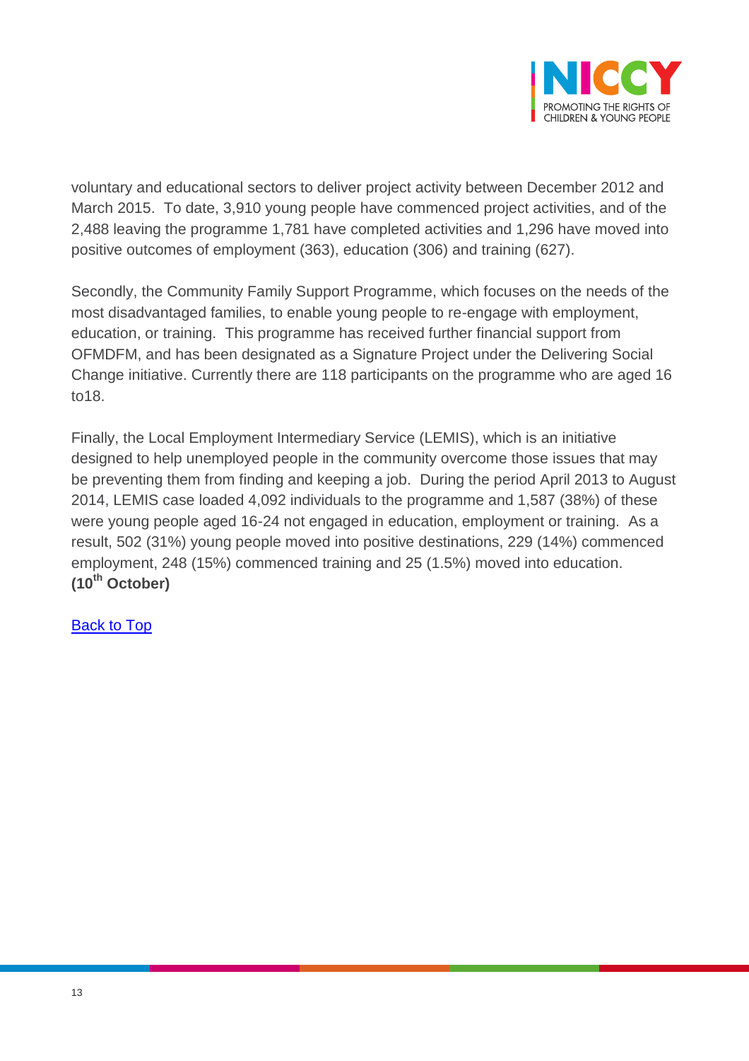voluntary and educational sectors to deliver project activity between December 2012 and March 2015. To date, 3,910 young people have commenced project activities, and of the 2,488 leaving the programme 1,781 have completed activities and 1,296 have moved into positive outcomes of employment (363), education (306) and training (627).

Secondly, the Community Family Support Programme, which focuses on the needs of the most disadvantaged families, to enable young people to re-engage with employment, education, or training. This programme has received further financial support from OFMDFM, and has been designated as a Signature Project under the Delivering Social Change initiative. Currently there are 118 participants on the programme who are aged 16 to18.

Finally, the Local Employment Intermediary Service (LEMIS), which is an initiative designed to help unemployed people in the community overcome those issues that may be preventing them from finding and keeping a job. During the period April 2013 to August 2014, LEMIS case loaded 4,092 individuals to the programme and 1,587 (38%) of these were young people aged 16-24 not engaged in education, employment or training. As a result, 502 (31%) young people moved into positive destinations, 229 (14%) commenced employment, 248 (15%) commenced training and 25 (1.5%) moved into education.
**(10th October)**

Back to Top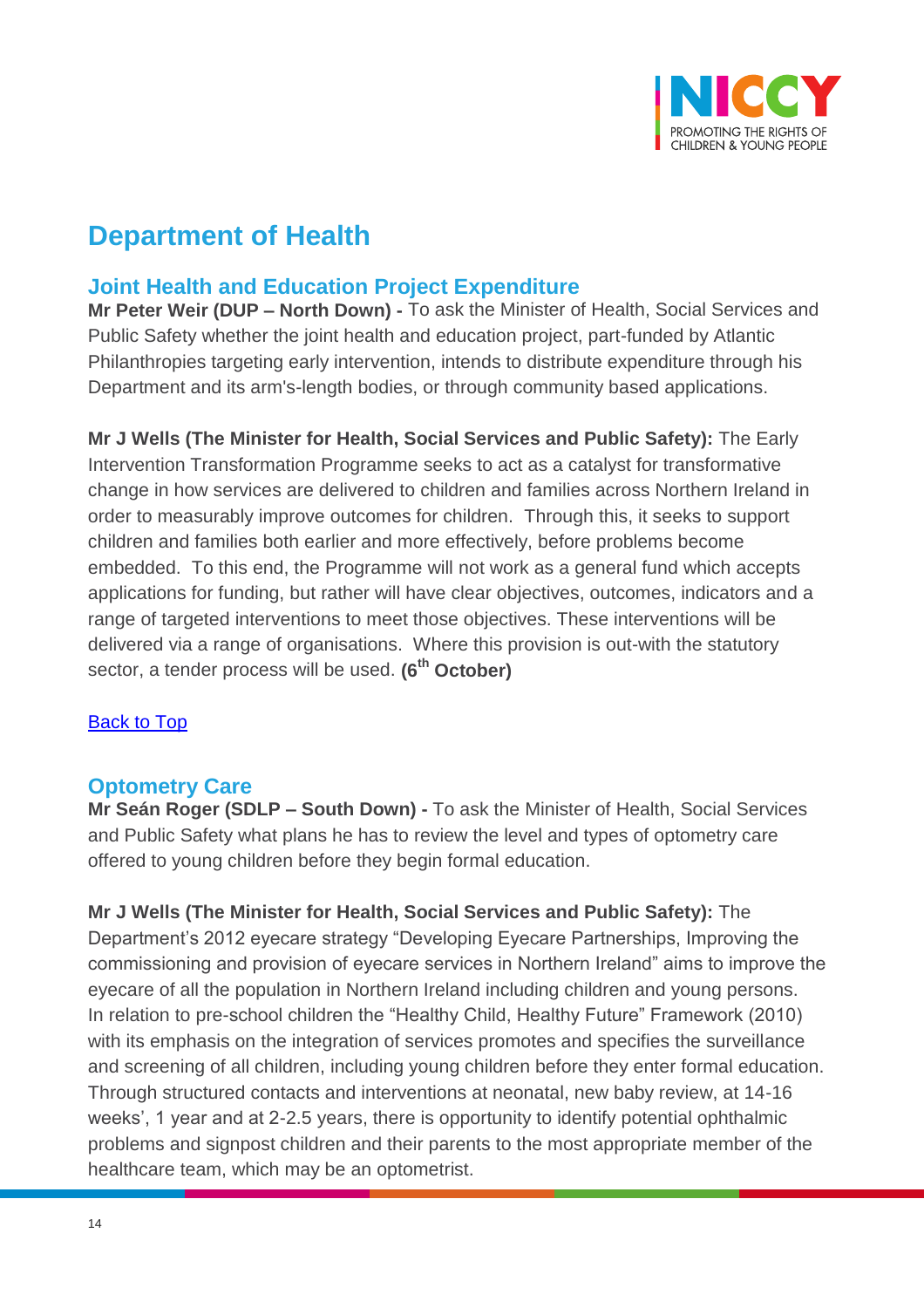# Department of Health

## Joint Health and Education Project Expenditure

**Mr Peter Weir (DUP – North Down) -** To ask the Minister of Health, Social Services and Public Safety whether the joint health and education project, part-funded by Atlantic Philanthropies targeting early intervention, intends to distribute expenditure through his Department and its arm's-length bodies, or through community based applications.

**Mr J Wells (The Minister for Health, Social Services and Public Safety):** The Early Intervention Transformation Programme seeks to act as a catalyst for transformative change in how services are delivered to children and families across Northern Ireland in order to measurably improve outcomes for children. Through this, it seeks to support children and families both earlier and more effectively, before problems become embedded. To this end, the Programme will not work as a general fund which accepts applications for funding, but rather will have clear objectives, outcomes, indicators and a range of targeted interventions to meet those objectives. These interventions will be delivered via a range of organisations. Where this provision is out-with the statutory sector, a tender process will be used. **(6th October)**

[Back to Top]

## Optometry Care

**Mr Seán Roger (SDLP – South Down) -** To ask the Minister of Health, Social Services and Public Safety what plans he has to review the level and types of optometry care offered to young children before they begin formal education.

**Mr J Wells (The Minister for Health, Social Services and Public Safety):** The Department's 2012 eyecare strategy "Developing Eyecare Partnerships, Improving the commissioning and provision of eyecare services in Northern Ireland" aims to improve the eyecare of all the population in Northern Ireland including children and young persons. In relation to pre-school children the "Healthy Child, Healthy Future" Framework (2010) with its emphasis on the integration of services promotes and specifies the surveillance and screening of all children, including young children before they enter formal education. Through structured contacts and interventions at neonatal, new baby review, at 14-16 weeks', 1 year and at 2-2.5 years, there is opportunity to identify potential ophthalmic problems and signpost children and their parents to the most appropriate member of the healthcare team, which may be an optometrist.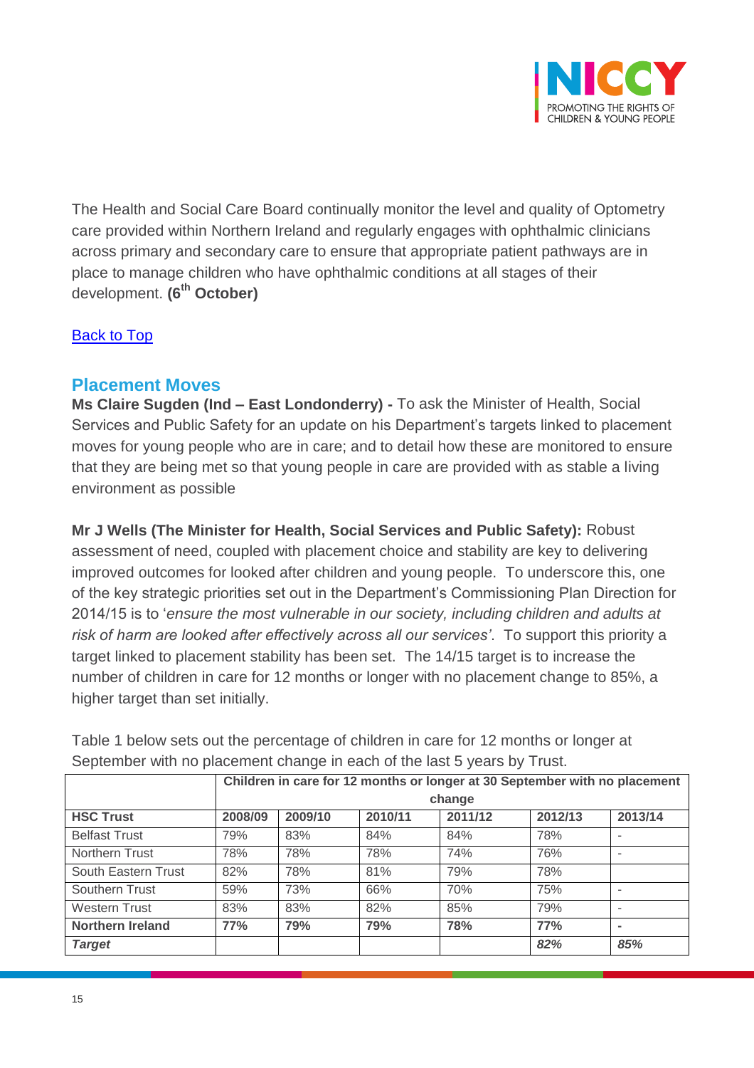The Health and Social Care Board continually monitor the level and quality of Optometry care provided within Northern Ireland and regularly engages with ophthalmic clinicians across primary and secondary care to ensure that appropriate patient pathways are in place to manage children who have ophthalmic conditions at all stages of their development. **(6th October)**

[Back to Top]

## Placement Moves

**Ms Claire Sugden (Ind – East Londonderry) -** To ask the Minister of Health, Social Services and Public Safety for an update on his Department's targets linked to placement moves for young people who are in care; and to detail how these are monitored to ensure that they are being met so that young people in care are provided with as stable a living environment as possible

**Mr J Wells (The Minister for Health, Social Services and Public Safety):** Robust assessment of need, coupled with placement choice and stability are key to delivering improved outcomes for looked after children and young people. To underscore this, one of the key strategic priorities set out in the Department's Commissioning Plan Direction for 2014/15 is to '*ensure the most vulnerable in our society, including children and adults at risk of harm are looked after effectively across all our services'*. To support this priority a target linked to placement stability has been set. The 14/15 target is to increase the number of children in care for 12 months or longer with no placement change to 85%, a higher target than set initially.

Table 1 below sets out the percentage of children in care for 12 months or longer at September with no placement change in each of the last 5 years by Trust.

| | **Children in care for 12 months or longer at 30 September with no placement change** | | | | | |
|---|---|---|---|---|---|---|
| **HSC Trust** | **2008/09** | **2009/10** | **2010/11** | **2011/12** | **2012/13** | **2013/14** |
| Belfast Trust | 79% | 83% | 84% | 84% | 78% | - |
| Northern Trust | 78% | 78% | 78% | 74% | 76% | - |
| South Eastern Trust | 82% | 78% | 81% | 79% | 78% | |
| Southern Trust | 59% | 73% | 66% | 70% | 75% | - |
| Western Trust | 83% | 83% | 82% | 85% | 79% | - |
| **Northern Ireland** | **77%** | **79%** | **79%** | **78%** | **77%** | **-** |
| ***Target*** | | | | | ***82%*** | ***85%*** |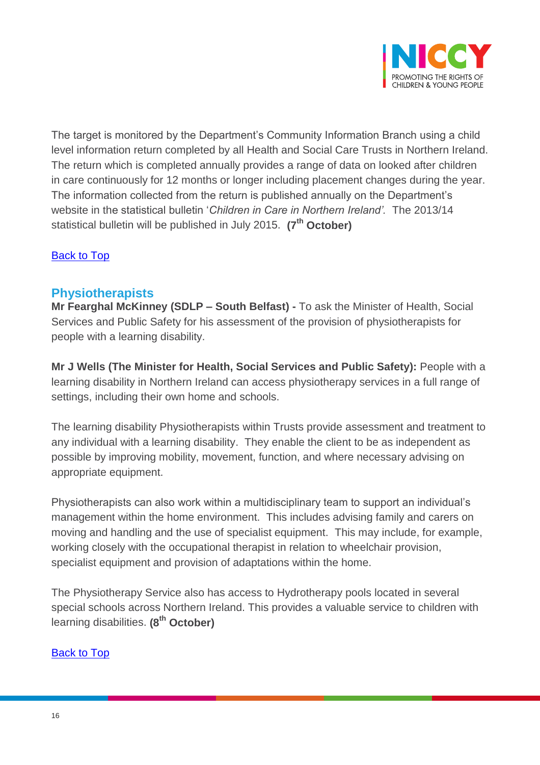The target is monitored by the Department's Community Information Branch using a child level information return completed by all Health and Social Care Trusts in Northern Ireland. The return which is completed annually provides a range of data on looked after children in care continuously for 12 months or longer including placement changes during the year. The information collected from the return is published annually on the Department's website in the statistical bulletin '*Children in Care in Northern Ireland'.* The 2013/14 statistical bulletin will be published in July 2015. **(7th October)**

Back to Top

## Physiotherapists

**Mr Fearghal McKinney (SDLP – South Belfast) -** To ask the Minister of Health, Social Services and Public Safety for his assessment of the provision of physiotherapists for people with a learning disability.

**Mr J Wells (The Minister for Health, Social Services and Public Safety):** People with a learning disability in Northern Ireland can access physiotherapy services in a full range of settings, including their own home and schools.

The learning disability Physiotherapists within Trusts provide assessment and treatment to any individual with a learning disability. They enable the client to be as independent as possible by improving mobility, movement, function, and where necessary advising on appropriate equipment.

Physiotherapists can also work within a multidisciplinary team to support an individual's management within the home environment. This includes advising family and carers on moving and handling and the use of specialist equipment. This may include, for example, working closely with the occupational therapist in relation to wheelchair provision, specialist equipment and provision of adaptations within the home.

The Physiotherapy Service also has access to Hydrotherapy pools located in several special schools across Northern Ireland. This provides a valuable service to children with learning disabilities. **(8th October)**

Back to Top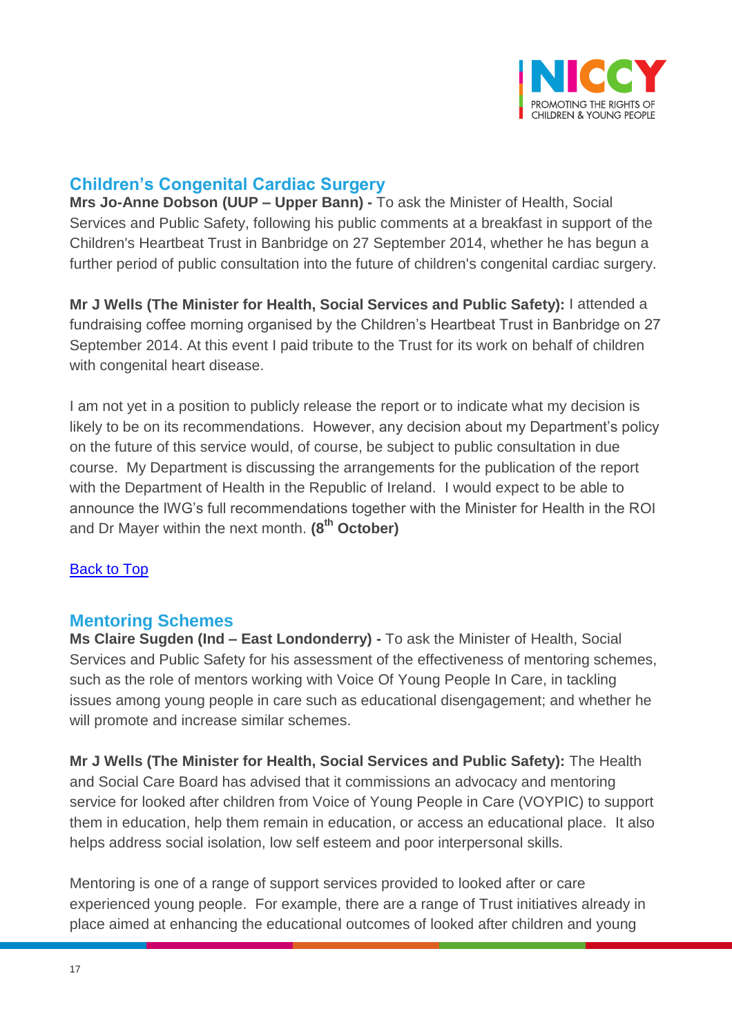## Children's Congenital Cardiac Surgery

**Mrs Jo-Anne Dobson (UUP – Upper Bann) -** To ask the Minister of Health, Social Services and Public Safety, following his public comments at a breakfast in support of the Children's Heartbeat Trust in Banbridge on 27 September 2014, whether he has begun a further period of public consultation into the future of children's congenital cardiac surgery.

**Mr J Wells (The Minister for Health, Social Services and Public Safety):** I attended a fundraising coffee morning organised by the Children's Heartbeat Trust in Banbridge on 27 September 2014. At this event I paid tribute to the Trust for its work on behalf of children with congenital heart disease.

I am not yet in a position to publicly release the report or to indicate what my decision is likely to be on its recommendations. However, any decision about my Department's policy on the future of this service would, of course, be subject to public consultation in due course. My Department is discussing the arrangements for the publication of the report with the Department of Health in the Republic of Ireland. I would expect to be able to announce the IWG's full recommendations together with the Minister for Health in the ROI and Dr Mayer within the next month. **(8th October)**

Back to Top

## Mentoring Schemes

**Ms Claire Sugden (Ind – East Londonderry) -** To ask the Minister of Health, Social Services and Public Safety for his assessment of the effectiveness of mentoring schemes, such as the role of mentors working with Voice Of Young People In Care, in tackling issues among young people in care such as educational disengagement; and whether he will promote and increase similar schemes.

**Mr J Wells (The Minister for Health, Social Services and Public Safety):** The Health and Social Care Board has advised that it commissions an advocacy and mentoring service for looked after children from Voice of Young People in Care (VOYPIC) to support them in education, help them remain in education, or access an educational place. It also helps address social isolation, low self esteem and poor interpersonal skills.

Mentoring is one of a range of support services provided to looked after or care experienced young people. For example, there are a range of Trust initiatives already in place aimed at enhancing the educational outcomes of looked after children and young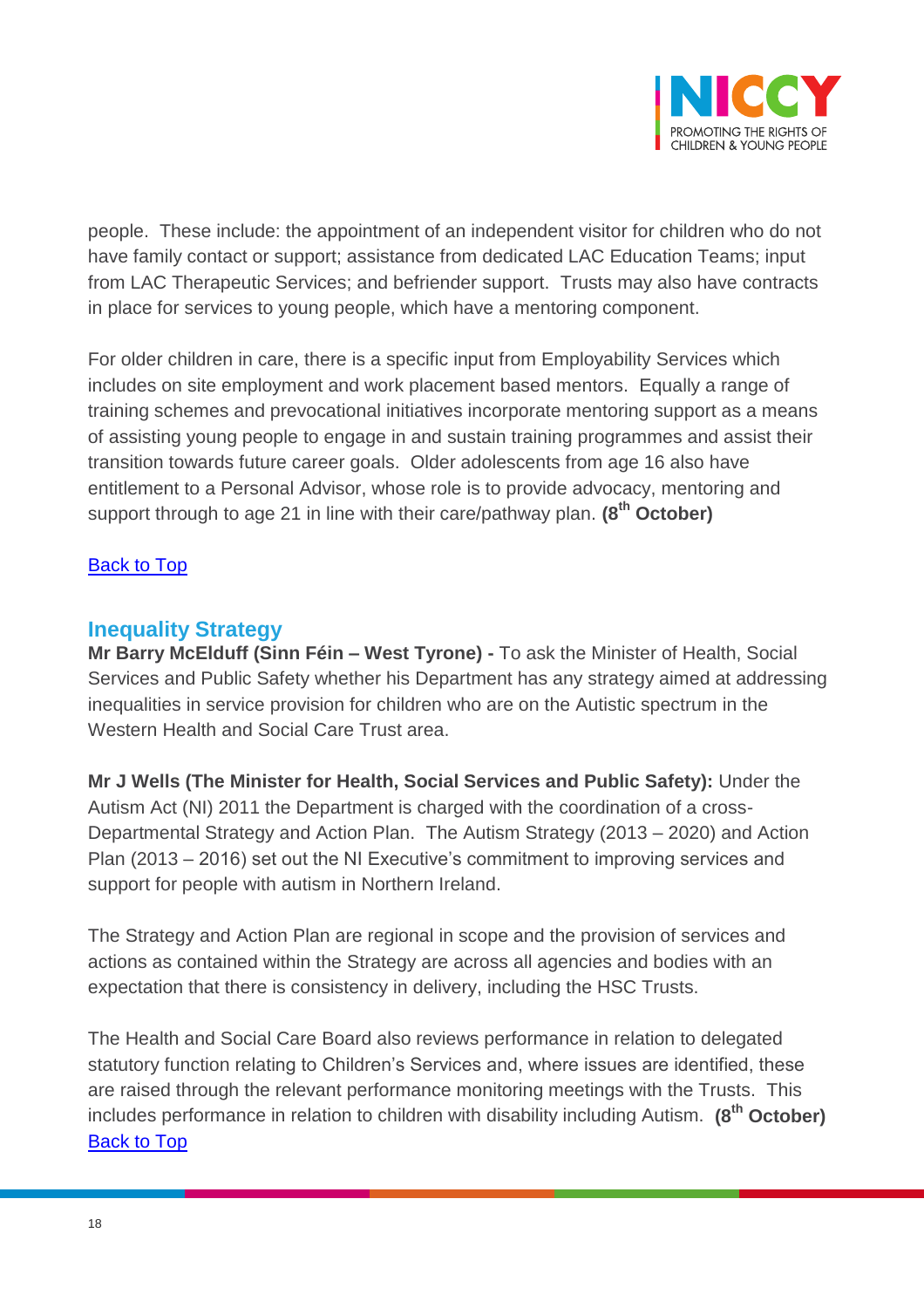people. These include: the appointment of an independent visitor for children who do not have family contact or support; assistance from dedicated LAC Education Teams; input from LAC Therapeutic Services; and befriender support. Trusts may also have contracts in place for services to young people, which have a mentoring component.

For older children in care, there is a specific input from Employability Services which includes on site employment and work placement based mentors. Equally a range of training schemes and prevocational initiatives incorporate mentoring support as a means of assisting young people to engage in and sustain training programmes and assist their transition towards future career goals. Older adolescents from age 16 also have entitlement to a Personal Advisor, whose role is to provide advocacy, mentoring and support through to age 21 in line with their care/pathway plan. **(8th October)**

Back to Top

## Inequality Strategy

**Mr Barry McElduff (Sinn Féin – West Tyrone) -** To ask the Minister of Health, Social Services and Public Safety whether his Department has any strategy aimed at addressing inequalities in service provision for children who are on the Autistic spectrum in the Western Health and Social Care Trust area.

**Mr J Wells (The Minister for Health, Social Services and Public Safety):** Under the Autism Act (NI) 2011 the Department is charged with the coordination of a cross-Departmental Strategy and Action Plan. The Autism Strategy (2013 – 2020) and Action Plan (2013 – 2016) set out the NI Executive's commitment to improving services and support for people with autism in Northern Ireland.

The Strategy and Action Plan are regional in scope and the provision of services and actions as contained within the Strategy are across all agencies and bodies with an expectation that there is consistency in delivery, including the HSC Trusts.

The Health and Social Care Board also reviews performance in relation to delegated statutory function relating to Children's Services and, where issues are identified, these are raised through the relevant performance monitoring meetings with the Trusts. This includes performance in relation to children with disability including Autism. **(8th October)**

Back to Top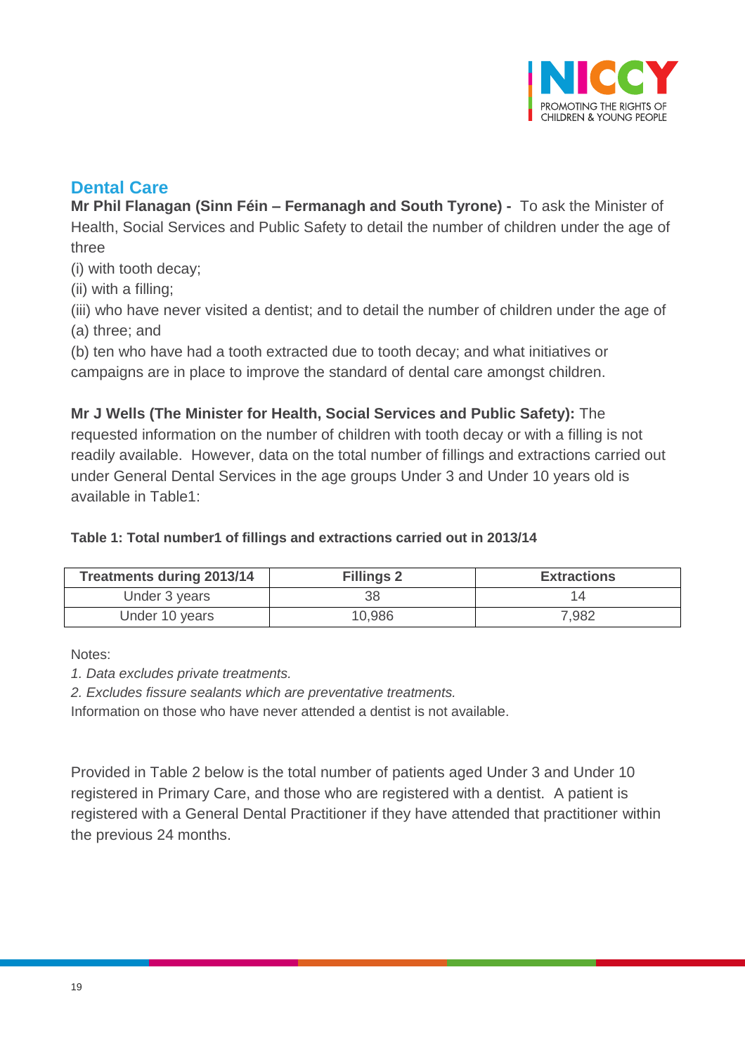## Dental Care

**Mr Phil Flanagan (Sinn Féin – Fermanagh and South Tyrone) -** To ask the Minister of Health, Social Services and Public Safety to detail the number of children under the age of three

(i) with tooth decay;

(ii) with a filling;

(iii) who have never visited a dentist; and to detail the number of children under the age of

(a) three; and

(b) ten who have had a tooth extracted due to tooth decay; and what initiatives or campaigns are in place to improve the standard of dental care amongst children.

**Mr J Wells (The Minister for Health, Social Services and Public Safety):** The requested information on the number of children with tooth decay or with a filling is not readily available. However, data on the total number of fillings and extractions carried out under General Dental Services in the age groups Under 3 and Under 10 years old is available in Table1:

**Table 1: Total number1 of fillings and extractions carried out in 2013/14**

| Treatments during 2013/14 | Fillings 2 | Extractions |
|---|---|---|
| Under 3 years | 38 | 14 |
| Under 10 years | 10,986 | 7,982 |

Notes:

*1. Data excludes private treatments.*

*2. Excludes fissure sealants which are preventative treatments.*

Information on those who have never attended a dentist is not available.

Provided in Table 2 below is the total number of patients aged Under 3 and Under 10 registered in Primary Care, and those who are registered with a dentist. A patient is registered with a General Dental Practitioner if they have attended that practitioner within the previous 24 months.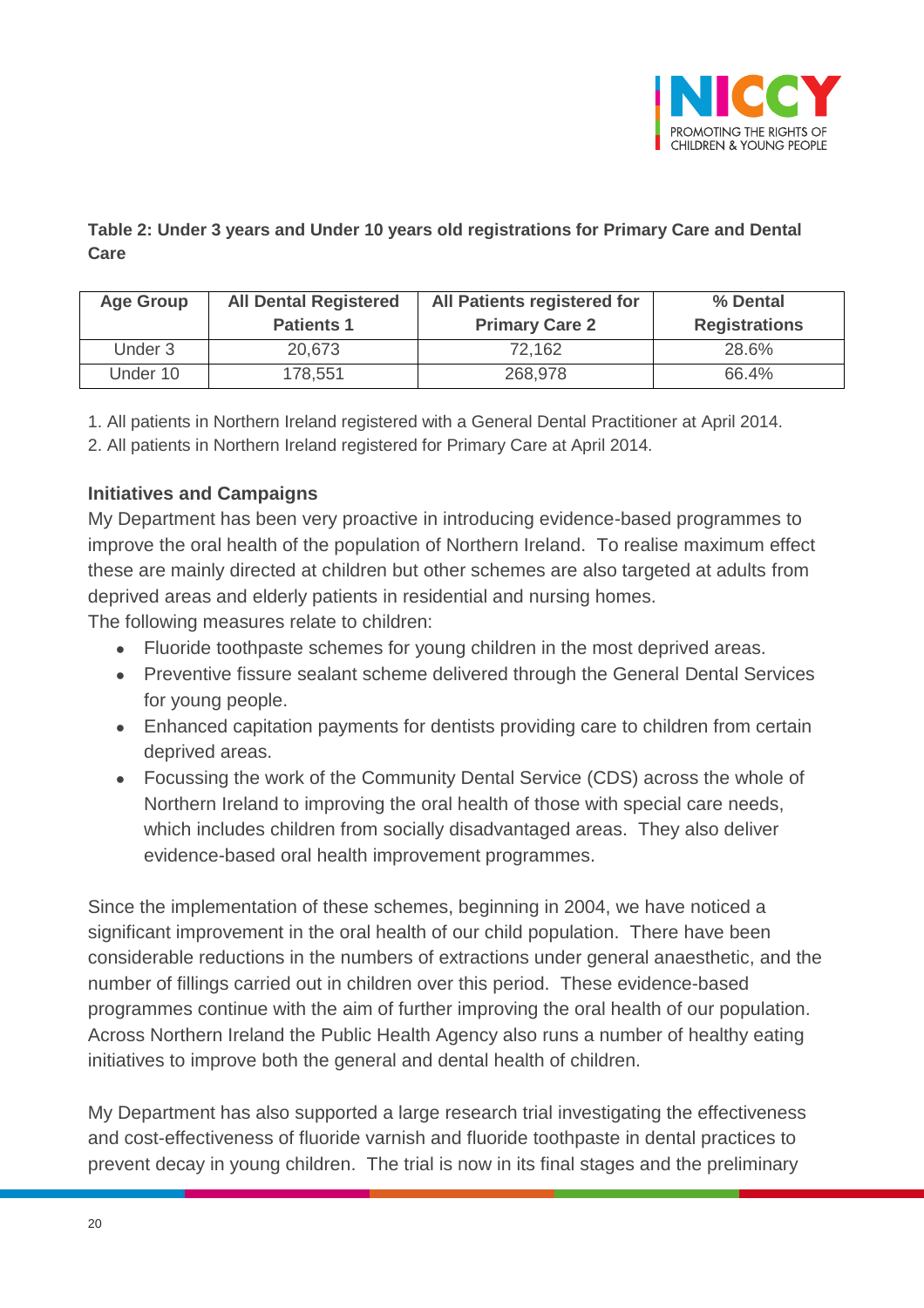**Table 2: Under 3 years and Under 10 years old registrations for Primary Care and Dental Care**

| Age Group | All Dental Registered Patients 1 | All Patients registered for Primary Care 2 | % Dental Registrations |
|---|---|---|---|
| Under 3 | 20,673 | 72,162 | 28.6% |
| Under 10 | 178,551 | 268,978 | 66.4% |

1. All patients in Northern Ireland registered with a General Dental Practitioner at April 2014.
2. All patients in Northern Ireland registered for Primary Care at April 2014.

**Initiatives and Campaigns**

My Department has been very proactive in introducing evidence-based programmes to improve the oral health of the population of Northern Ireland. To realise maximum effect these are mainly directed at children but other schemes are also targeted at adults from deprived areas and elderly patients in residential and nursing homes.
The following measures relate to children:

- Fluoride toothpaste schemes for young children in the most deprived areas.
- Preventive fissure sealant scheme delivered through the General Dental Services for young people.
- Enhanced capitation payments for dentists providing care to children from certain deprived areas.
- Focussing the work of the Community Dental Service (CDS) across the whole of Northern Ireland to improving the oral health of those with special care needs, which includes children from socially disadvantaged areas. They also deliver evidence-based oral health improvement programmes.

Since the implementation of these schemes, beginning in 2004, we have noticed a significant improvement in the oral health of our child population. There have been considerable reductions in the numbers of extractions under general anaesthetic, and the number of fillings carried out in children over this period. These evidence-based programmes continue with the aim of further improving the oral health of our population. Across Northern Ireland the Public Health Agency also runs a number of healthy eating initiatives to improve both the general and dental health of children.

My Department has also supported a large research trial investigating the effectiveness and cost-effectiveness of fluoride varnish and fluoride toothpaste in dental practices to prevent decay in young children. The trial is now in its final stages and the preliminary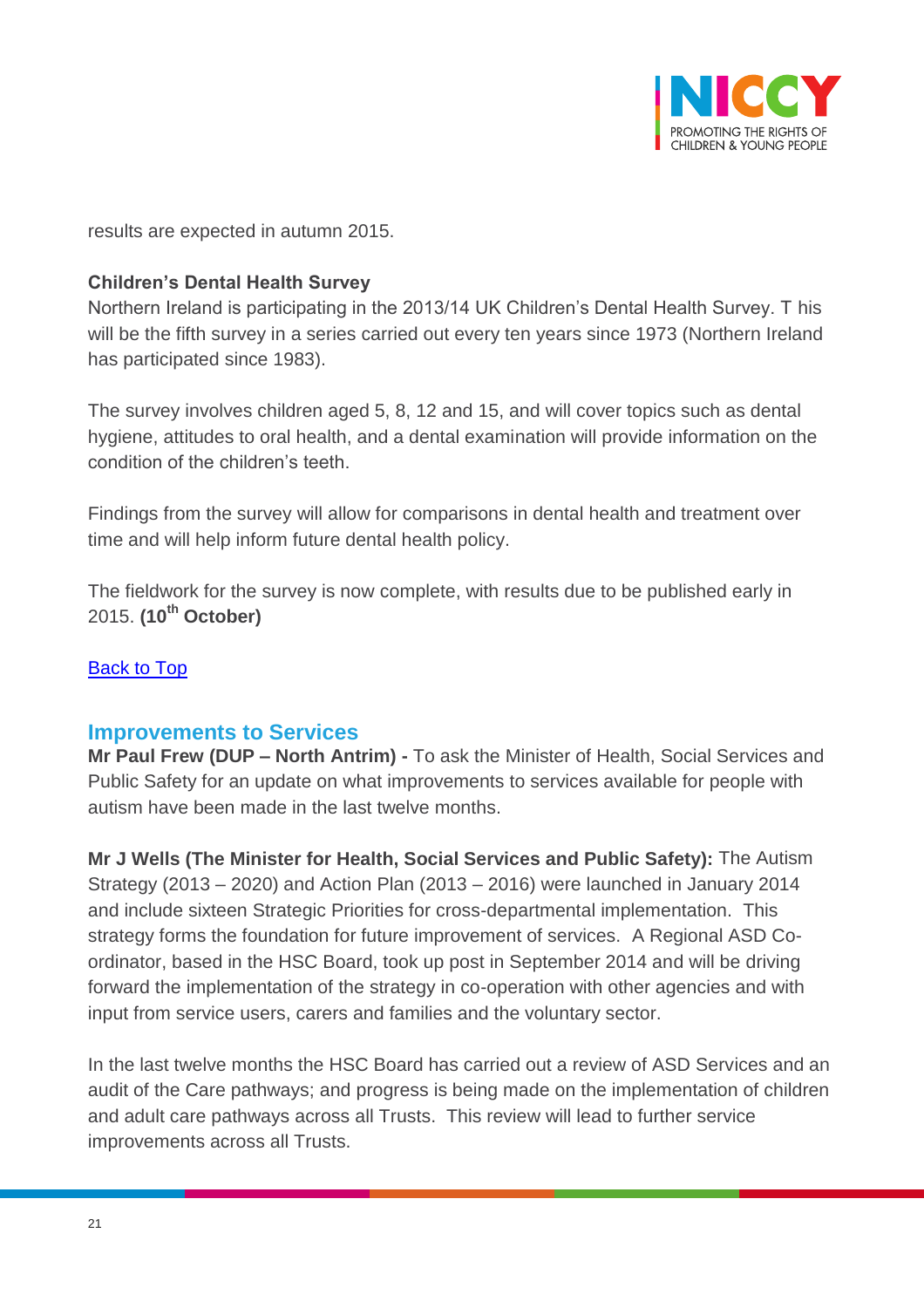results are expected in autumn 2015.

**Children's Dental Health Survey**

Northern Ireland is participating in the 2013/14 UK Children's Dental Health Survey. T his will be the fifth survey in a series carried out every ten years since 1973 (Northern Ireland has participated since 1983).

The survey involves children aged 5, 8, 12 and 15, and will cover topics such as dental hygiene, attitudes to oral health, and a dental examination will provide information on the condition of the children's teeth.

Findings from the survey will allow for comparisons in dental health and treatment over time and will help inform future dental health policy.

The fieldwork for the survey is now complete, with results due to be published early in 2015. **(10th October)**

Back to Top

## Improvements to Services

**Mr Paul Frew (DUP – North Antrim) -** To ask the Minister of Health, Social Services and Public Safety for an update on what improvements to services available for people with autism have been made in the last twelve months.

**Mr J Wells (The Minister for Health, Social Services and Public Safety):** The Autism Strategy (2013 – 2020) and Action Plan (2013 – 2016) were launched in January 2014 and include sixteen Strategic Priorities for cross-departmental implementation. This strategy forms the foundation for future improvement of services. A Regional ASD Co-ordinator, based in the HSC Board, took up post in September 2014 and will be driving forward the implementation of the strategy in co-operation with other agencies and with input from service users, carers and families and the voluntary sector.

In the last twelve months the HSC Board has carried out a review of ASD Services and an audit of the Care pathways; and progress is being made on the implementation of children and adult care pathways across all Trusts. This review will lead to further service improvements across all Trusts.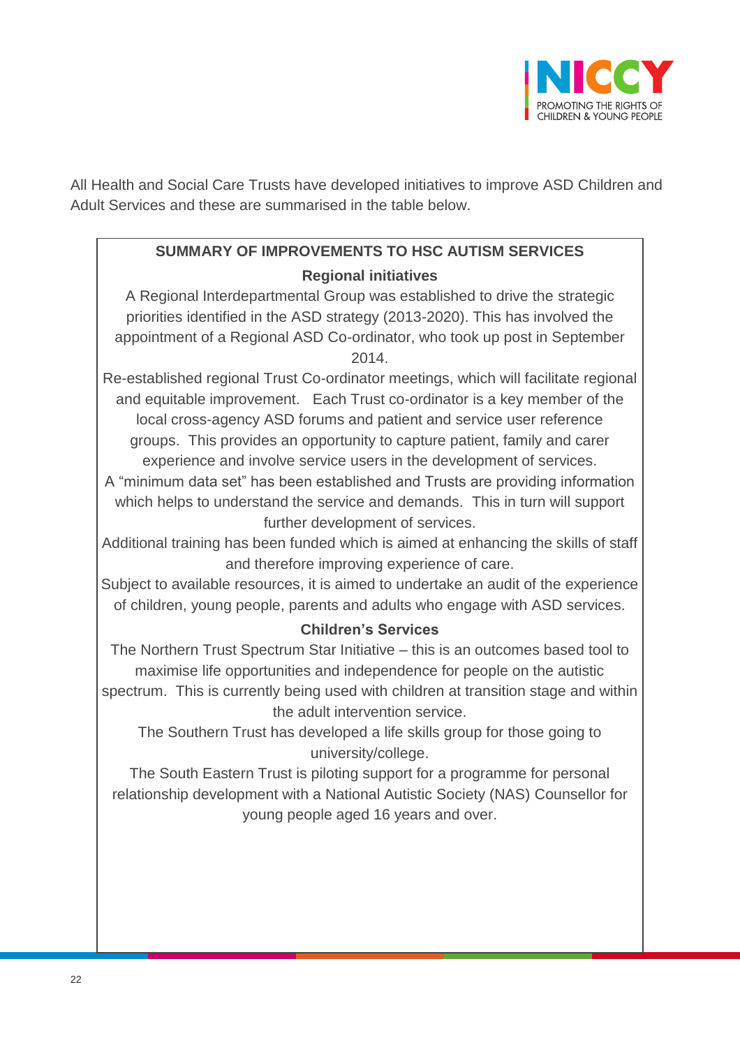All Health and Social Care Trusts have developed initiatives to improve ASD Children and Adult Services and these are summarised in the table below.

**SUMMARY OF IMPROVEMENTS TO HSC AUTISM SERVICES**

**Regional initiatives**

A Regional Interdepartmental Group was established to drive the strategic priorities identified in the ASD strategy (2013-2020). This has involved the appointment of a Regional ASD Co-ordinator, who took up post in September 2014.

Re-established regional Trust Co-ordinator meetings, which will facilitate regional and equitable improvement. Each Trust co-ordinator is a key member of the local cross-agency ASD forums and patient and service user reference groups. This provides an opportunity to capture patient, family and carer experience and involve service users in the development of services.

A "minimum data set" has been established and Trusts are providing information which helps to understand the service and demands. This in turn will support further development of services.

Additional training has been funded which is aimed at enhancing the skills of staff and therefore improving experience of care.

Subject to available resources, it is aimed to undertake an audit of the experience of children, young people, parents and adults who engage with ASD services.

**Children's Services**

The Northern Trust Spectrum Star Initiative – this is an outcomes based tool to maximise life opportunities and independence for people on the autistic spectrum. This is currently being used with children at transition stage and within the adult intervention service.

The Southern Trust has developed a life skills group for those going to university/college.

The South Eastern Trust is piloting support for a programme for personal relationship development with a National Autistic Society (NAS) Counsellor for young people aged 16 years and over.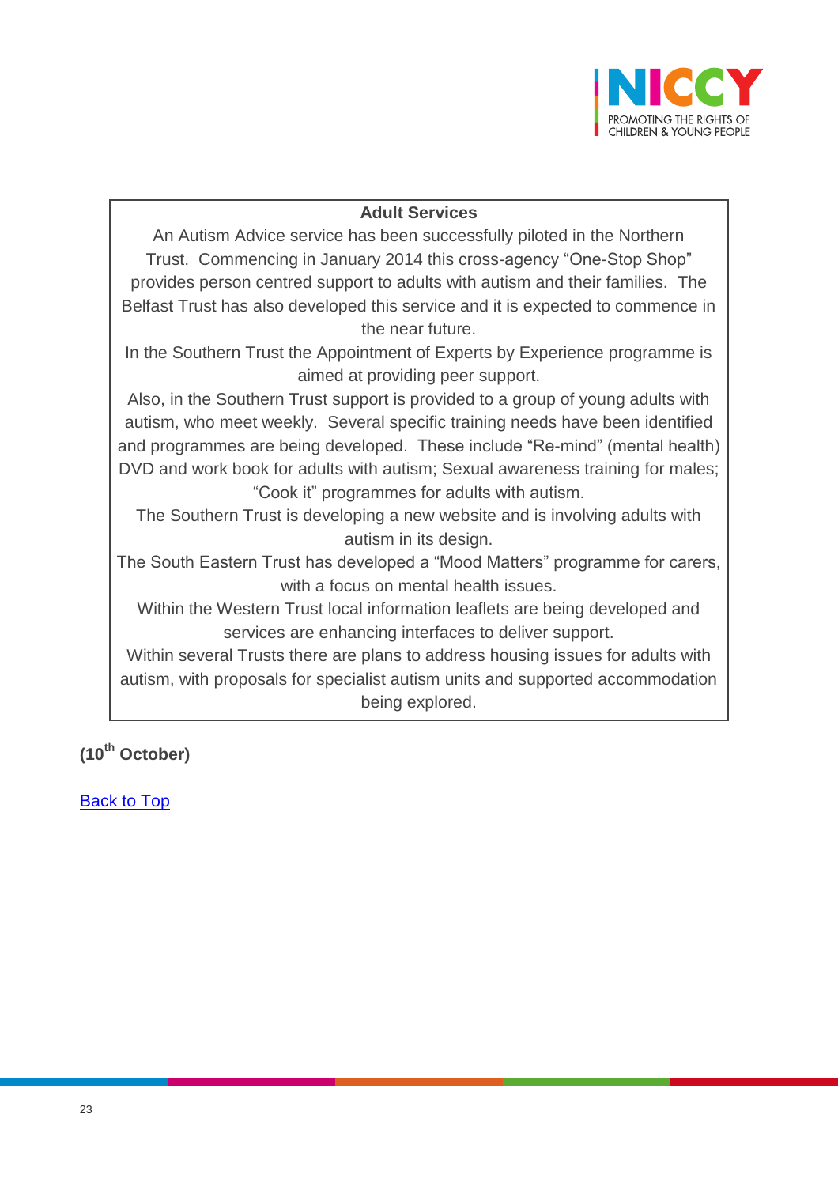**Adult Services**

An Autism Advice service has been successfully piloted in the Northern Trust. Commencing in January 2014 this cross-agency "One-Stop Shop" provides person centred support to adults with autism and their families. The Belfast Trust has also developed this service and it is expected to commence in the near future.

In the Southern Trust the Appointment of Experts by Experience programme is aimed at providing peer support.

Also, in the Southern Trust support is provided to a group of young adults with autism, who meet weekly. Several specific training needs have been identified and programmes are being developed. These include "Re-mind" (mental health) DVD and work book for adults with autism; Sexual awareness training for males; "Cook it" programmes for adults with autism.

The Southern Trust is developing a new website and is involving adults with autism in its design.

The South Eastern Trust has developed a "Mood Matters" programme for carers, with a focus on mental health issues.

Within the Western Trust local information leaflets are being developed and services are enhancing interfaces to deliver support.

Within several Trusts there are plans to address housing issues for adults with autism, with proposals for specialist autism units and supported accommodation being explored.

**(10th October)**

[Back to Top]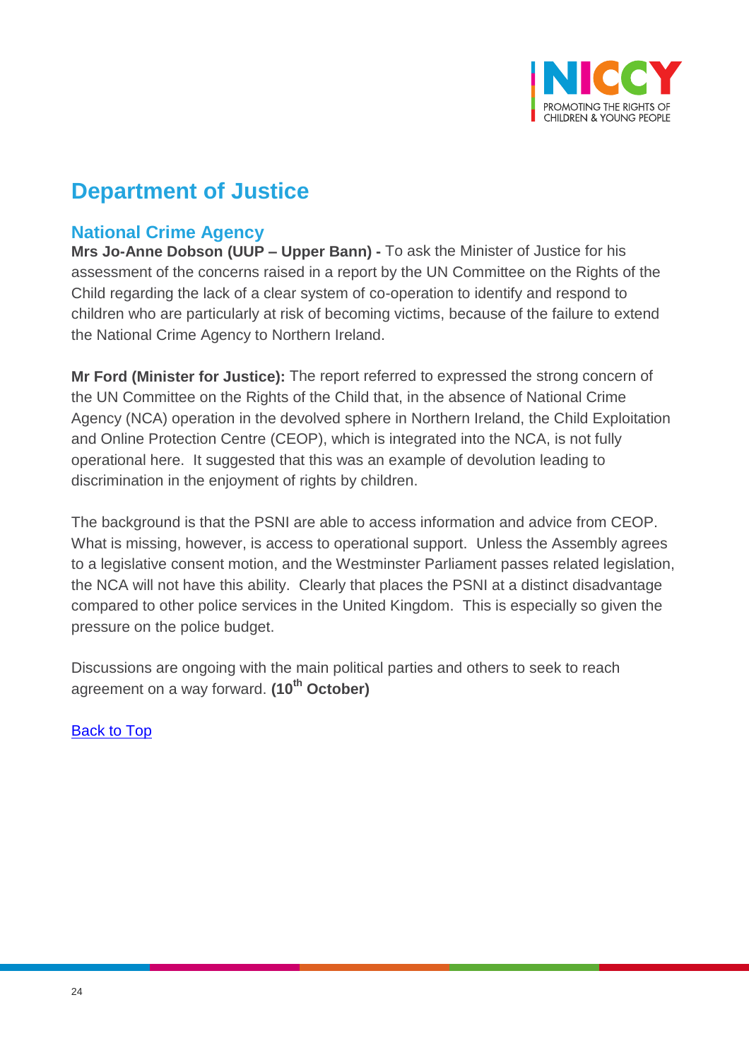# Department of Justice

## National Crime Agency

**Mrs Jo-Anne Dobson (UUP – Upper Bann) -** To ask the Minister of Justice for his assessment of the concerns raised in a report by the UN Committee on the Rights of the Child regarding the lack of a clear system of co-operation to identify and respond to children who are particularly at risk of becoming victims, because of the failure to extend the National Crime Agency to Northern Ireland.

**Mr Ford (Minister for Justice):** The report referred to expressed the strong concern of the UN Committee on the Rights of the Child that, in the absence of National Crime Agency (NCA) operation in the devolved sphere in Northern Ireland, the Child Exploitation and Online Protection Centre (CEOP), which is integrated into the NCA, is not fully operational here. It suggested that this was an example of devolution leading to discrimination in the enjoyment of rights by children.

The background is that the PSNI are able to access information and advice from CEOP. What is missing, however, is access to operational support. Unless the Assembly agrees to a legislative consent motion, and the Westminster Parliament passes related legislation, the NCA will not have this ability. Clearly that places the PSNI at a distinct disadvantage compared to other police services in the United Kingdom. This is especially so given the pressure on the police budget.

Discussions are ongoing with the main political parties and others to seek to reach agreement on a way forward. **(10th October)**

Back to Top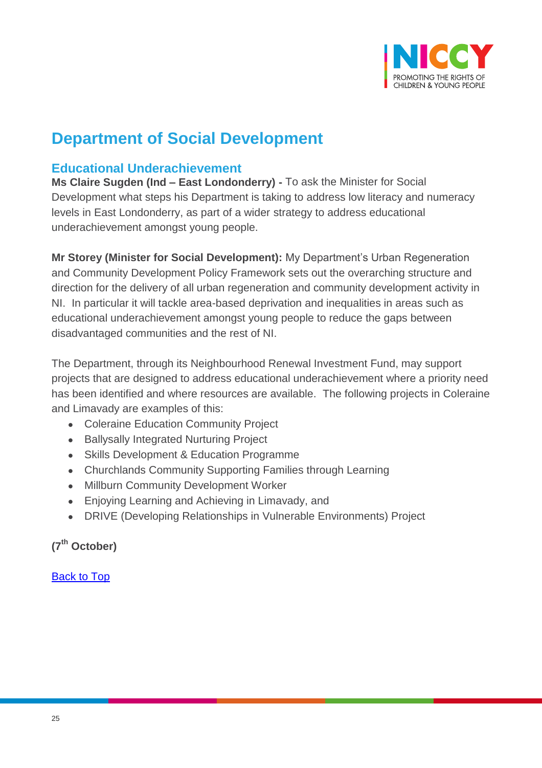## Department of Social Development

### Educational Underachievement

**Ms Claire Sugden (Ind – East Londonderry) -** To ask the Minister for Social Development what steps his Department is taking to address low literacy and numeracy levels in East Londonderry, as part of a wider strategy to address educational underachievement amongst young people.

**Mr Storey (Minister for Social Development):** My Department's Urban Regeneration and Community Development Policy Framework sets out the overarching structure and direction for the delivery of all urban regeneration and community development activity in NI. In particular it will tackle area-based deprivation and inequalities in areas such as educational underachievement amongst young people to reduce the gaps between disadvantaged communities and the rest of NI.

The Department, through its Neighbourhood Renewal Investment Fund, may support projects that are designed to address educational underachievement where a priority need has been identified and where resources are available. The following projects in Coleraine and Limavady are examples of this:

- Coleraine Education Community Project
- Ballysally Integrated Nurturing Project
- Skills Development & Education Programme
- Churchlands Community Supporting Families through Learning
- Millburn Community Development Worker
- Enjoying Learning and Achieving in Limavady, and
- DRIVE (Developing Relationships in Vulnerable Environments) Project

**(7th October)**

Back to Top